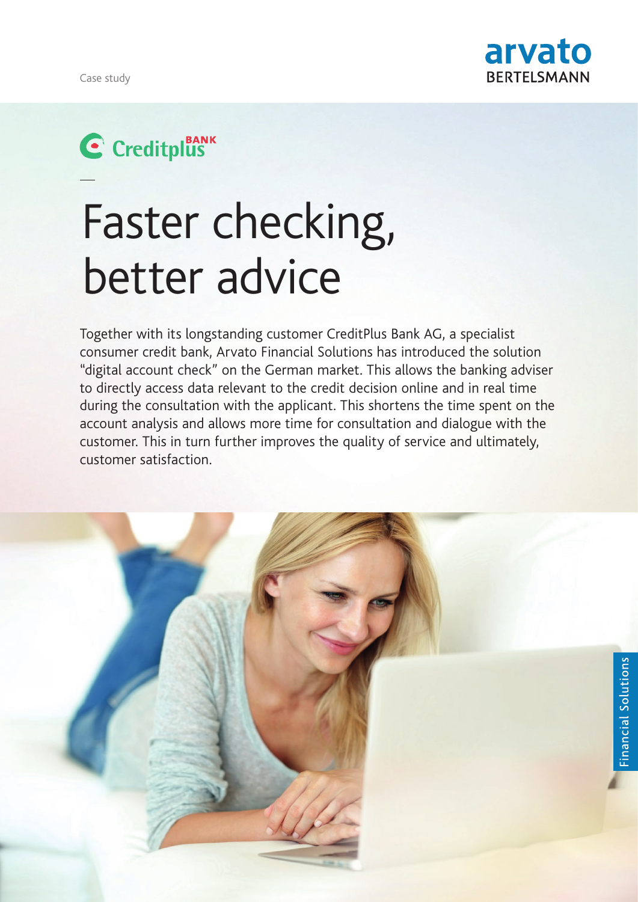Case study

# Faster checking, better advice

Together with its longstanding customer CreditPlus Bank AG, a specialist consumer credit bank, Arvato Financial Solutions has introduced the solution "digital account check" on the German market. This allows the banking adviser to directly access data relevant to the credit decision online and in real time during the consultation with the applicant. This shortens the time spent on the account analysis and allows more time for consultation and dialogue with the customer. This in turn further improves the quality of service and ultimately, customer satisfaction.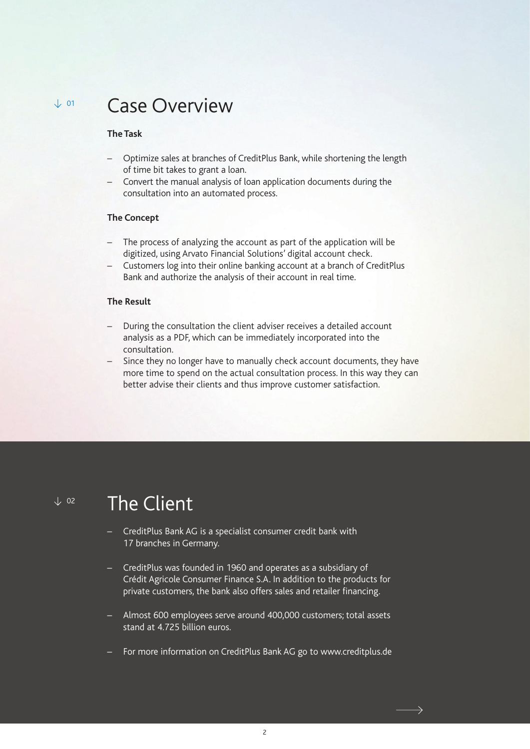## Case Overview

**The Task**

- Optimize sales at branches of CreditPlus Bank, while shortening the length of time bit takes to grant a loan.
- Convert the manual analysis of loan application documents during the consultation into an automated process.

**The Concept**

- The process of analyzing the account as part of the application will be digitized, using Arvato Financial Solutions' digital account check.
- Customers log into their online banking account at a branch of CreditPlus Bank and authorize the analysis of their account in real time.

**The Result**

- During the consultation the client adviser receives a detailed account analysis as a PDF, which can be immediately incorporated into the consultation.
- Since they no longer have to manually check account documents, they have more time to spend on the actual consultation process. In this way they can better advise their clients and thus improve customer satisfaction.

## The Client

- CreditPlus Bank AG is a specialist consumer credit bank with 17 branches in Germany.
- CreditPlus was founded in 1960 and operates as a subsidiary of Crédit Agricole Consumer Finance S.A. In addition to the products for private customers, the bank also offers sales and retailer financing.
- Almost 600 employees serve around 400,000 customers; total assets stand at 4.725 billion euros.
- For more information on CreditPlus Bank AG go to www.creditplus.de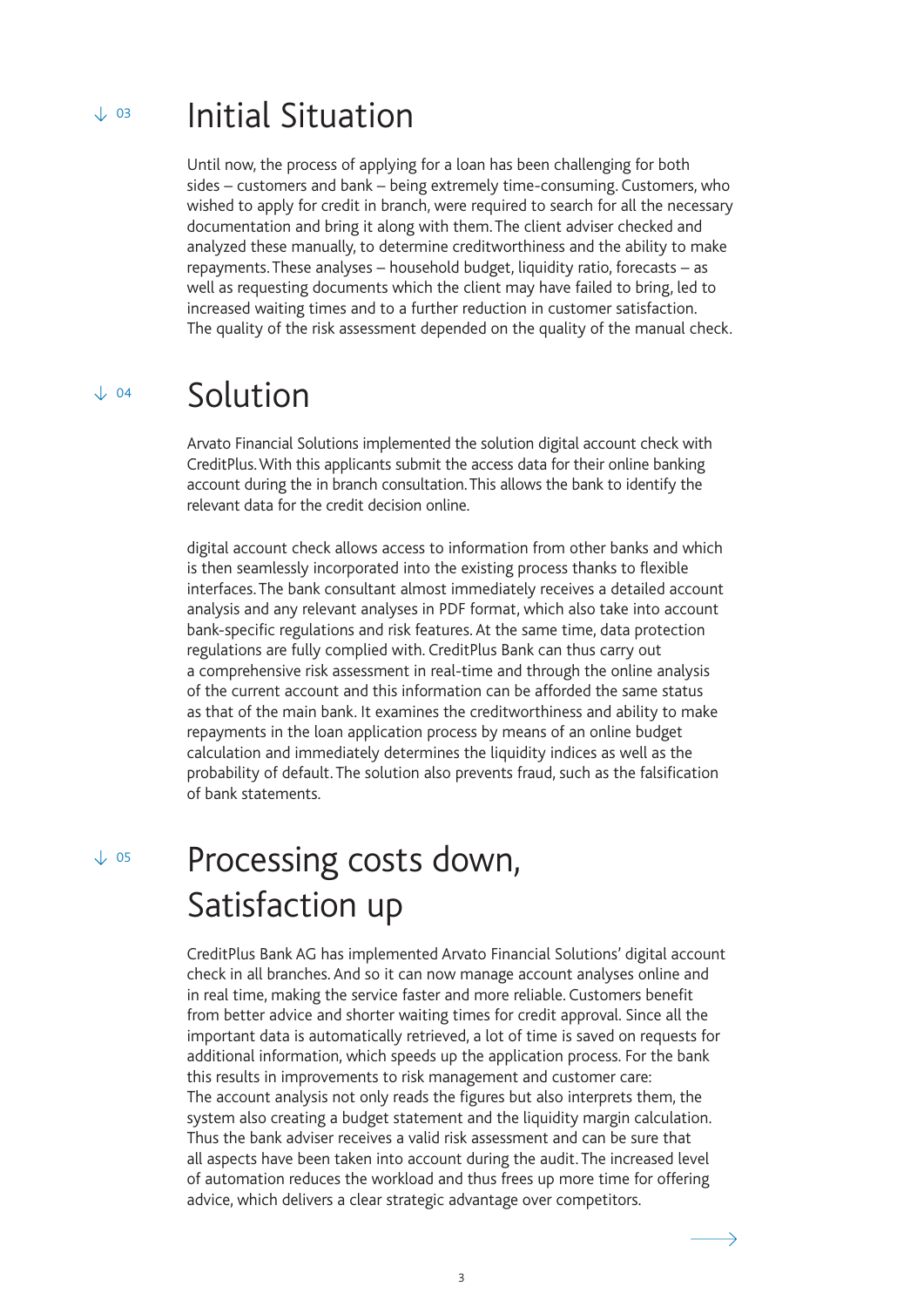## ↓ 03 Initial Situation

Until now, the process of applying for a loan has been challenging for both sides – customers and bank – being extremely time-consuming. Customers, who wished to apply for credit in branch, were required to search for all the necessary documentation and bring it along with them. The client adviser checked and analyzed these manually, to determine creditworthiness and the ability to make repayments. These analyses – household budget, liquidity ratio, forecasts – as well as requesting documents which the client may have failed to bring, led to increased waiting times and to a further reduction in customer satisfaction. The quality of the risk assessment depended on the quality of the manual check.

## ↓ 04 Solution

Arvato Financial Solutions implemented the solution digital account check with CreditPlus. With this applicants submit the access data for their online banking account during the in branch consultation. This allows the bank to identify the relevant data for the credit decision online.

digital account check allows access to information from other banks and which is then seamlessly incorporated into the existing process thanks to flexible interfaces. The bank consultant almost immediately receives a detailed account analysis and any relevant analyses in PDF format, which also take into account bank-specific regulations and risk features. At the same time, data protection regulations are fully complied with. CreditPlus Bank can thus carry out a comprehensive risk assessment in real-time and through the online analysis of the current account and this information can be afforded the same status as that of the main bank. It examines the creditworthiness and ability to make repayments in the loan application process by means of an online budget calculation and immediately determines the liquidity indices as well as the probability of default. The solution also prevents fraud, such as the falsification of bank statements.

## ↓ 05 Processing costs down, Satisfaction up

CreditPlus Bank AG has implemented Arvato Financial Solutions' digital account check in all branches. And so it can now manage account analyses online and in real time, making the service faster and more reliable. Customers benefit from better advice and shorter waiting times for credit approval. Since all the important data is automatically retrieved, a lot of time is saved on requests for additional information, which speeds up the application process. For the bank this results in improvements to risk management and customer care:
The account analysis not only reads the figures but also interprets them, the system also creating a budget statement and the liquidity margin calculation. Thus the bank adviser receives a valid risk assessment and can be sure that all aspects have been taken into account during the audit. The increased level of automation reduces the workload and thus frees up more time for offering advice, which delivers a clear strategic advantage over competitors.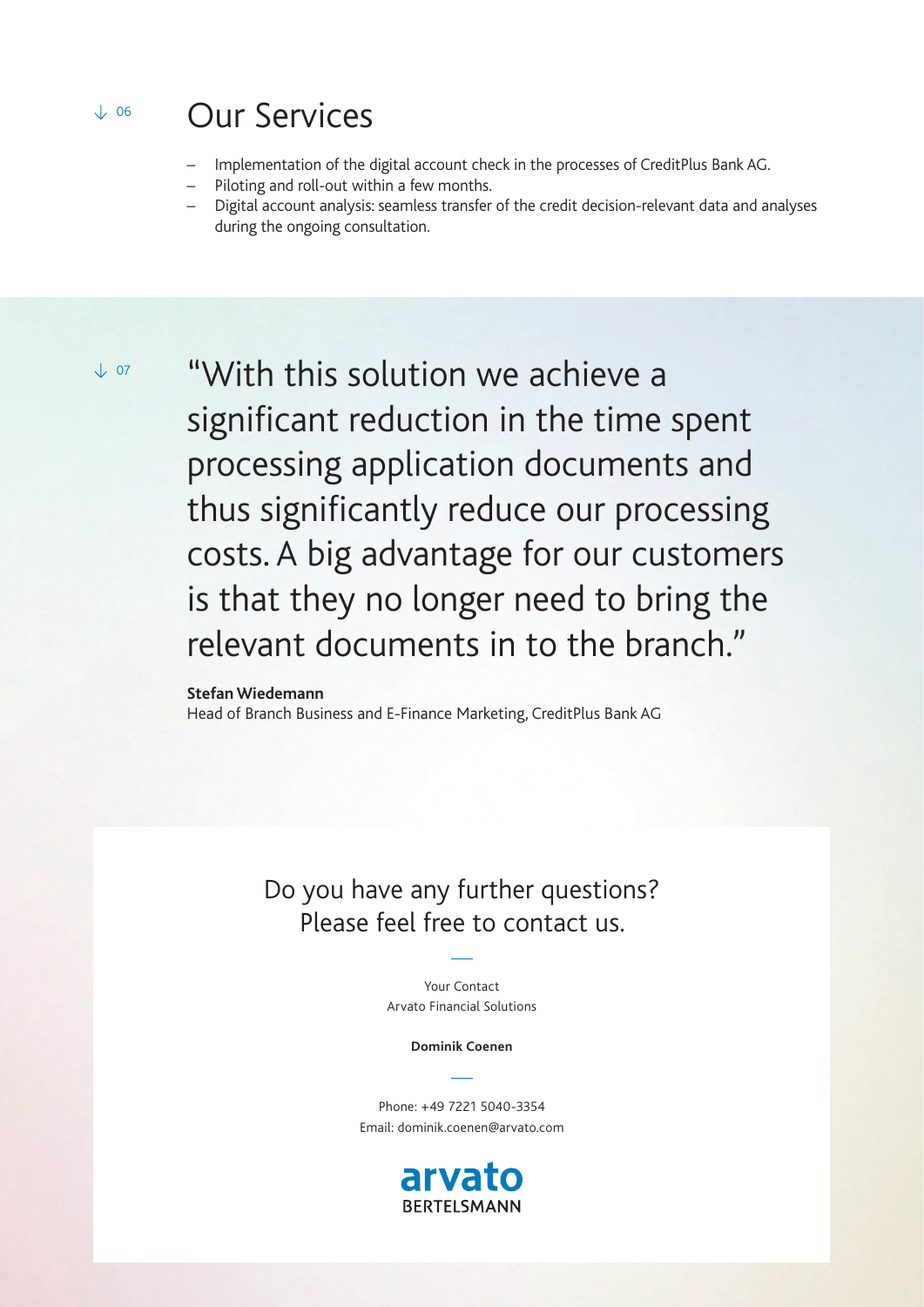↓ 06

## Our Services

- Implementation of the digital account check in the processes of CreditPlus Bank AG.
- Piloting and roll-out within a few months.
- Digital account analysis: seamless transfer of the credit decision-relevant data and analyses during the ongoing consultation.

↓ 07

> "With this solution we achieve a significant reduction in the time spent processing application documents and thus significantly reduce our processing costs. A big advantage for our customers is that they no longer need to bring the relevant documents in to the branch."

**Stefan Wiedemann**
Head of Branch Business and E-Finance Marketing, CreditPlus Bank AG

Do you have any further questions?
Please feel free to contact us.

Your Contact
Arvato Financial Solutions

**Dominik Coenen**

Phone: +49 7221 5040-3354
Email: dominik.coenen@arvato.com

arvato
BERTELSMANN